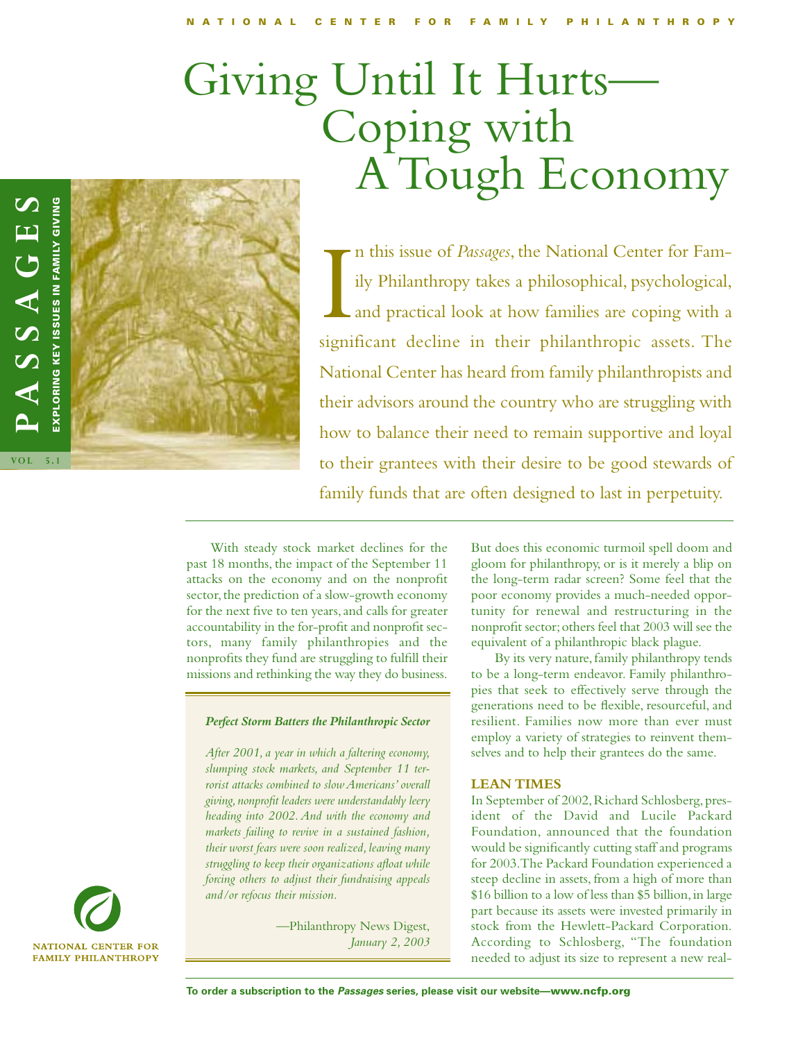# Giving Until It Hurts—Coping with A Tough Economy

**PASSAGES** — EXPLORING KEY ISSUES IN FAMILY GIVING

VOL 5.1

In this issue of *Passages*, the National Center for Family Philanthropy takes a philosophical, psychological, and practical look at how families are coping with a significant decline in their philanthropic assets. The National Center has heard from family philanthropists and their advisors around the country who are struggling with how to balance their need to remain supportive and loyal to their grantees with their desire to be good stewards of family funds that are often designed to last in perpetuity.

With steady stock market declines for the past 18 months, the impact of the September 11 attacks on the economy and on the nonprofit sector, the prediction of a slow-growth economy for the next five to ten years, and calls for greater accountability in the for-profit and nonprofit sectors, many family philanthropies and the nonprofits they fund are struggling to fulfill their missions and rethinking the way they do business.

> ***Perfect Storm Batters the Philanthropic Sector***
>
> *After 2001, a year in which a faltering economy, slumping stock markets, and September 11 terrorist attacks combined to slow Americans' overall giving, nonprofit leaders were understandably leery heading into 2002. And with the economy and markets failing to revive in a sustained fashion, their worst fears were soon realized, leaving many struggling to keep their organizations afloat while forcing others to adjust their fundraising appeals and/or refocus their mission.*
>
> —Philanthropy News Digest, *January 2, 2003*

But does this economic turmoil spell doom and gloom for philanthropy, or is it merely a blip on the long-term radar screen? Some feel that the poor economy provides a much-needed opportunity for renewal and restructuring in the nonprofit sector; others feel that 2003 will see the equivalent of a philanthropic black plague.

By its very nature, family philanthropy tends to be a long-term endeavor. Family philanthropies that seek to effectively serve through the generations need to be flexible, resourceful, and resilient. Families now more than ever must employ a variety of strategies to reinvent themselves and to help their grantees do the same.

### LEAN TIMES

In September of 2002, Richard Schlosberg, president of the David and Lucile Packard Foundation, announced that the foundation would be significantly cutting staff and programs for 2003. The Packard Foundation experienced a steep decline in assets, from a high of more than $16 billion to a low of less than $5 billion, in large part because its assets were invested primarily in stock from the Hewlett-Packard Corporation. According to Schlosberg, "The foundation needed to adjust its size to represent a new real-

NATIONAL CENTER FOR FAMILY PHILANTHROPY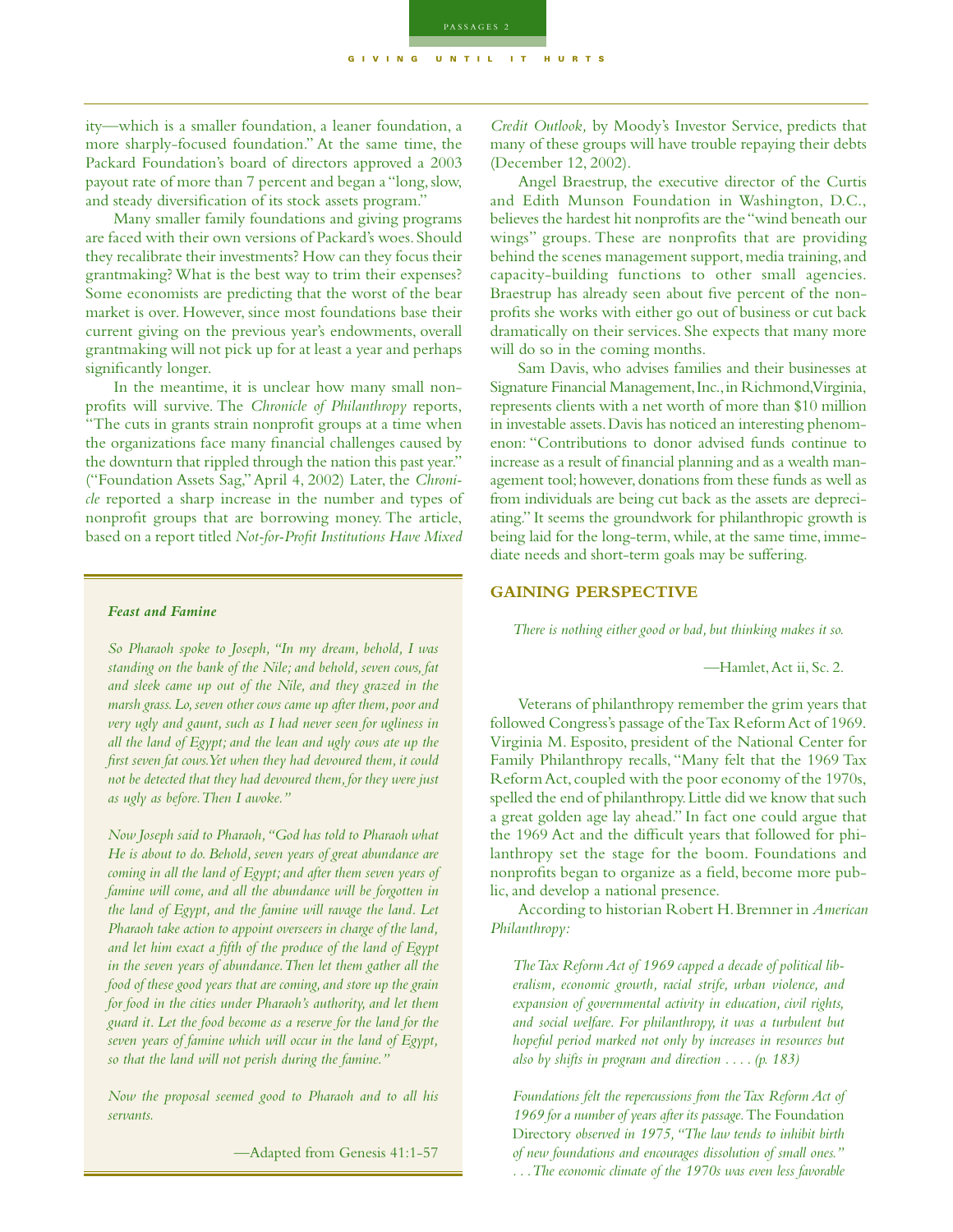ity—which is a smaller foundation, a leaner foundation, a more sharply-focused foundation." At the same time, the Packard Foundation's board of directors approved a 2003 payout rate of more than 7 percent and began a "long, slow, and steady diversification of its stock assets program."

Many smaller family foundations and giving programs are faced with their own versions of Packard's woes. Should they recalibrate their investments? How can they focus their grantmaking? What is the best way to trim their expenses? Some economists are predicting that the worst of the bear market is over. However, since most foundations base their current giving on the previous year's endowments, overall grantmaking will not pick up for at least a year and perhaps significantly longer.

In the meantime, it is unclear how many small nonprofits will survive. The *Chronicle of Philanthropy* reports, "The cuts in grants strain nonprofit groups at a time when the organizations face many financial challenges caused by the downturn that rippled through the nation this past year." ("Foundation Assets Sag," April 4, 2002) Later, the *Chronicle* reported a sharp increase in the number and types of nonprofit groups that are borrowing money. The article, based on a report titled *Not-for-Profit Institutions Have Mixed Credit Outlook,* by Moody's Investor Service, predicts that many of these groups will have trouble repaying their debts (December 12, 2002).

Angel Braestrup, the executive director of the Curtis and Edith Munson Foundation in Washington, D.C., believes the hardest hit nonprofits are the "wind beneath our wings" groups. These are nonprofits that are providing behind the scenes management support, media training, and capacity-building functions to other small agencies. Braestrup has already seen about five percent of the nonprofits she works with either go out of business or cut back dramatically on their services. She expects that many more will do so in the coming months.

Sam Davis, who advises families and their businesses at Signature Financial Management, Inc., in Richmond, Virginia, represents clients with a net worth of more than $10 million in investable assets. Davis has noticed an interesting phenomenon: "Contributions to donor advised funds continue to increase as a result of financial planning and as a wealth management tool; however, donations from these funds as well as from individuals are being cut back as the assets are depreciating." It seems the groundwork for philanthropic growth is being laid for the long-term, while, at the same time, immediate needs and short-term goals may be suffering.

***Feast and Famine***

*So Pharaoh spoke to Joseph, "In my dream, behold, I was standing on the bank of the Nile; and behold, seven cows, fat and sleek came up out of the Nile, and they grazed in the marsh grass. Lo, seven other cows came up after them, poor and very ugly and gaunt, such as I had never seen for ugliness in all the land of Egypt; and the lean and ugly cows ate up the first seven fat cows. Yet when they had devoured them, it could not be detected that they had devoured them, for they were just as ugly as before. Then I awoke."*

*Now Joseph said to Pharaoh, "God has told to Pharaoh what He is about to do. Behold, seven years of great abundance are coming in all the land of Egypt; and after them seven years of famine will come, and all the abundance will be forgotten in the land of Egypt, and the famine will ravage the land. Let Pharaoh take action to appoint overseers in charge of the land, and let him exact a fifth of the produce of the land of Egypt in the seven years of abundance. Then let them gather all the food of these good years that are coming, and store up the grain for food in the cities under Pharaoh's authority, and let them guard it. Let the food become as a reserve for the land for the seven years of famine which will occur in the land of Egypt, so that the land will not perish during the famine."*

*Now the proposal seemed good to Pharaoh and to all his servants.*

—Adapted from Genesis 41:1-57

## GAINING PERSPECTIVE

*There is nothing either good or bad, but thinking makes it so.*

—Hamlet, Act ii, Sc. 2.

Veterans of philanthropy remember the grim years that followed Congress's passage of the Tax Reform Act of 1969. Virginia M. Esposito, president of the National Center for Family Philanthropy recalls, "Many felt that the 1969 Tax Reform Act, coupled with the poor economy of the 1970s, spelled the end of philanthropy. Little did we know that such a great golden age lay ahead." In fact one could argue that the 1969 Act and the difficult years that followed for philanthropy set the stage for the boom. Foundations and nonprofits began to organize as a field, become more public, and develop a national presence.

According to historian Robert H. Bremner in *American Philanthropy:*

> *The Tax Reform Act of 1969 capped a decade of political liberalism, economic growth, racial strife, urban violence, and expansion of governmental activity in education, civil rights, and social welfare. For philanthropy, it was a turbulent but hopeful period marked not only by increases in resources but also by shifts in program and direction . . . . (p. 183)*
>
> *Foundations felt the repercussions from the Tax Reform Act of 1969 for a number of years after its passage.* The Foundation Directory *observed in 1975, "The law tends to inhibit birth of new foundations and encourages dissolution of small ones." . . . The economic climate of the 1970s was even less favorable*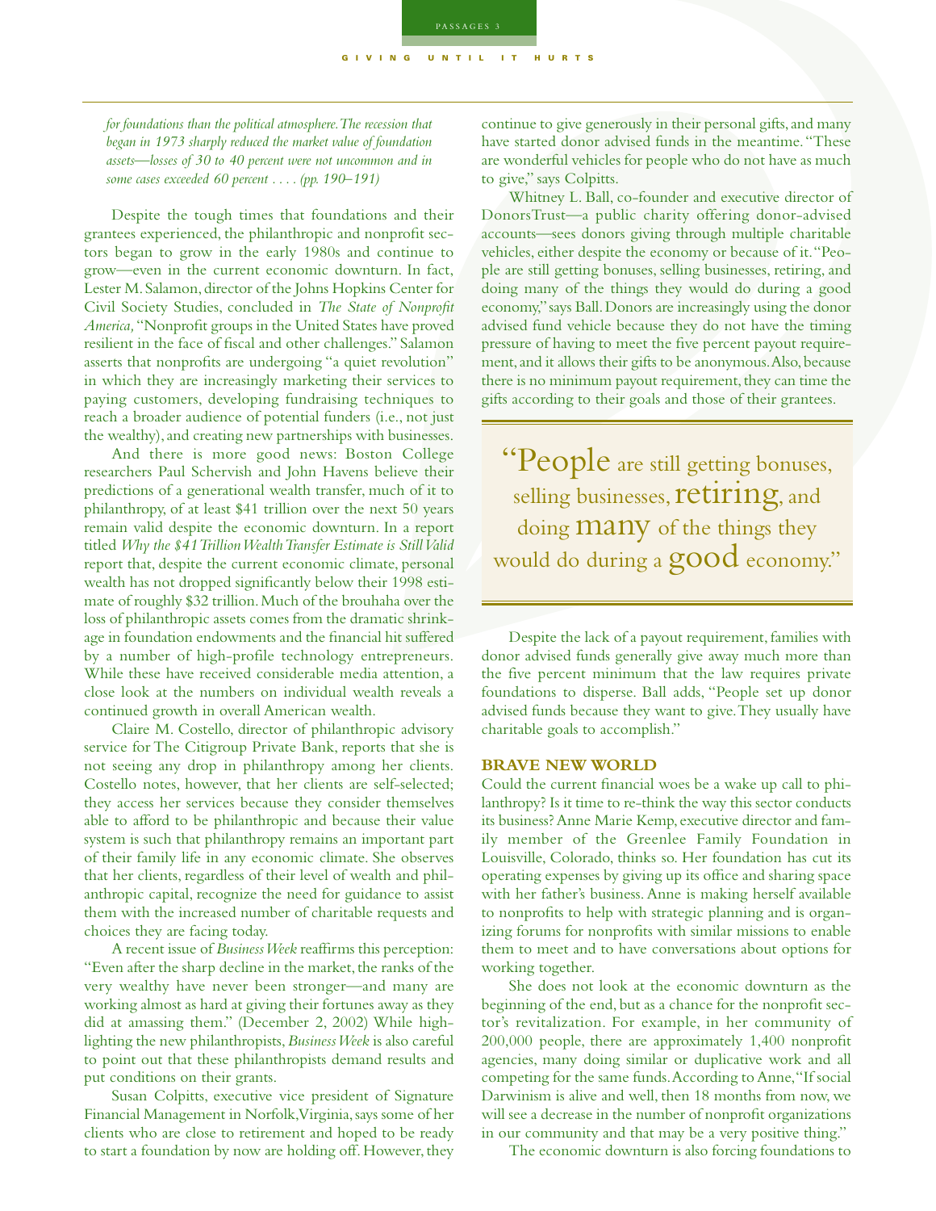*for foundations than the political atmosphere. The recession that began in 1973 sharply reduced the market value of foundation assets—losses of 30 to 40 percent were not uncommon and in some cases exceeded 60 percent . . . . (pp. 190–191)*

Despite the tough times that foundations and their grantees experienced, the philanthropic and nonprofit sectors began to grow in the early 1980s and continue to grow—even in the current economic downturn. In fact, Lester M. Salamon, director of the Johns Hopkins Center for Civil Society Studies, concluded in *The State of Nonprofit America,* "Nonprofit groups in the United States have proved resilient in the face of fiscal and other challenges." Salamon asserts that nonprofits are undergoing "a quiet revolution" in which they are increasingly marketing their services to paying customers, developing fundraising techniques to reach a broader audience of potential funders (i.e., not just the wealthy), and creating new partnerships with businesses.

And there is more good news: Boston College researchers Paul Schervish and John Havens believe their predictions of a generational wealth transfer, much of it to philanthropy, of at least $41 trillion over the next 50 years remain valid despite the economic downturn. In a report titled *Why the $41 Trillion Wealth Transfer Estimate is Still Valid* report that, despite the current economic climate, personal wealth has not dropped significantly below their 1998 estimate of roughly $32 trillion. Much of the brouhaha over the loss of philanthropic assets comes from the dramatic shrinkage in foundation endowments and the financial hit suffered by a number of high-profile technology entrepreneurs. While these have received considerable media attention, a close look at the numbers on individual wealth reveals a continued growth in overall American wealth.

Claire M. Costello, director of philanthropic advisory service for The Citigroup Private Bank, reports that she is not seeing any drop in philanthropy among her clients. Costello notes, however, that her clients are self-selected; they access her services because they consider themselves able to afford to be philanthropic and because their value system is such that philanthropy remains an important part of their family life in any economic climate. She observes that her clients, regardless of their level of wealth and philanthropic capital, recognize the need for guidance to assist them with the increased number of charitable requests and choices they are facing today.

A recent issue of *BusinessWeek* reaffirms this perception: "Even after the sharp decline in the market, the ranks of the very wealthy have never been stronger—and many are working almost as hard at giving their fortunes away as they did at amassing them." (December 2, 2002) While highlighting the new philanthropists, *BusinessWeek* is also careful to point out that these philanthropists demand results and put conditions on their grants.

Susan Colpitts, executive vice president of Signature Financial Management in Norfolk, Virginia, says some of her clients who are close to retirement and hoped to be ready to start a foundation by now are holding off. However, they continue to give generously in their personal gifts, and many have started donor advised funds in the meantime. "These are wonderful vehicles for people who do not have as much to give," says Colpitts.

Whitney L. Ball, co-founder and executive director of DonorsTrust—a public charity offering donor-advised accounts—sees donors giving through multiple charitable vehicles, either despite the economy or because of it. "People are still getting bonuses, selling businesses, retiring, and doing many of the things they would do during a good economy," says Ball. Donors are increasingly using the donor advised fund vehicle because they do not have the timing pressure of having to meet the five percent payout requirement, and it allows their gifts to be anonymous. Also, because there is no minimum payout requirement, they can time the gifts according to their goals and those of their grantees.

> "People are still getting bonuses, selling businesses, retiring, and doing many of the things they would do during a good economy."

Despite the lack of a payout requirement, families with donor advised funds generally give away much more than the five percent minimum that the law requires private foundations to disperse. Ball adds, "People set up donor advised funds because they want to give. They usually have charitable goals to accomplish."

### BRAVE NEW WORLD

Could the current financial woes be a wake up call to philanthropy? Is it time to re-think the way this sector conducts its business? Anne Marie Kemp, executive director and family member of the Greenlee Family Foundation in Louisville, Colorado, thinks so. Her foundation has cut its operating expenses by giving up its office and sharing space with her father's business. Anne is making herself available to nonprofits to help with strategic planning and is organizing forums for nonprofits with similar missions to enable them to meet and to have conversations about options for working together.

She does not look at the economic downturn as the beginning of the end, but as a chance for the nonprofit sector's revitalization. For example, in her community of 200,000 people, there are approximately 1,400 nonprofit agencies, many doing similar or duplicative work and all competing for the same funds. According to Anne, "If social Darwinism is alive and well, then 18 months from now, we will see a decrease in the number of nonprofit organizations in our community and that may be a very positive thing."

The economic downturn is also forcing foundations to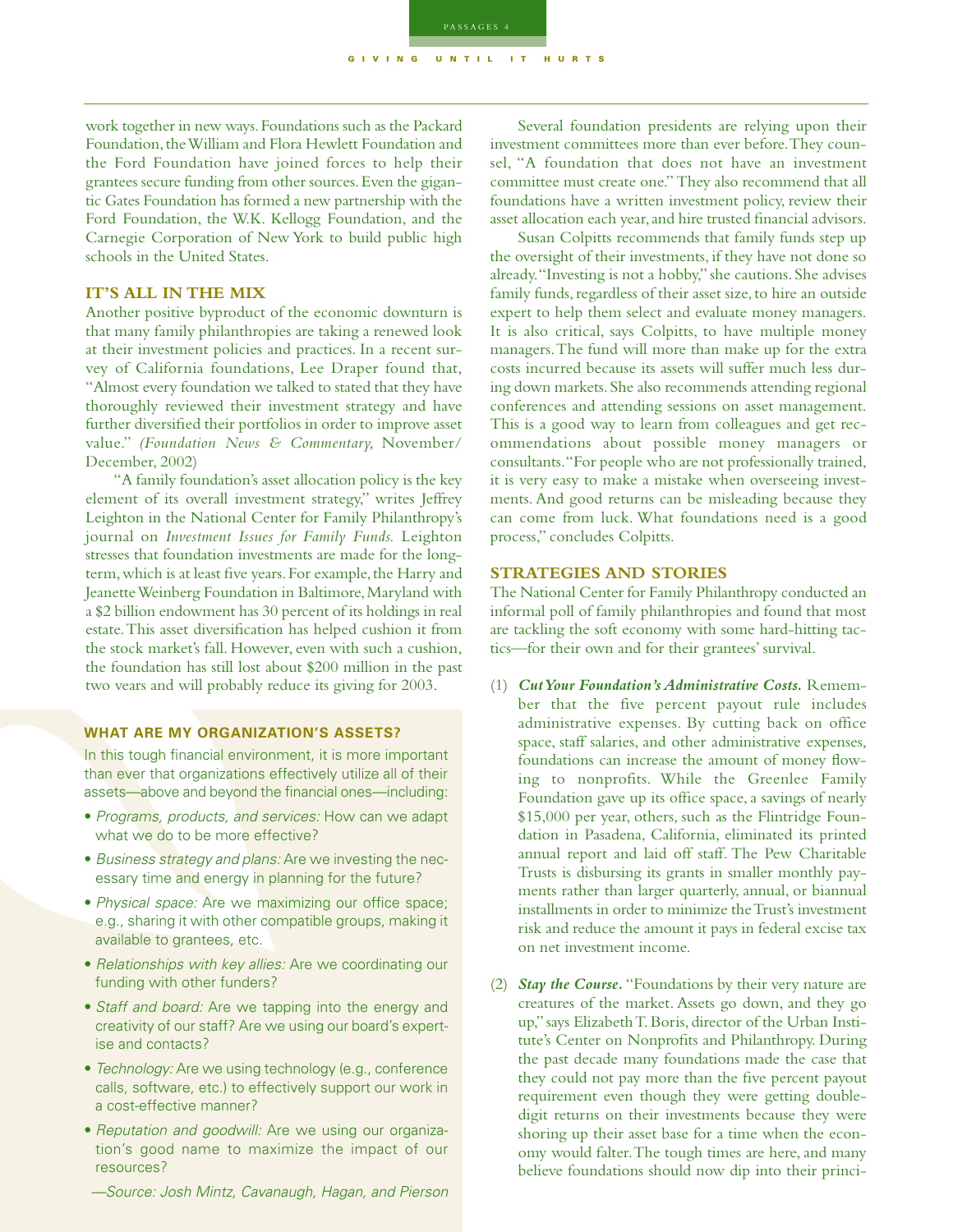work together in new ways. Foundations such as the Packard Foundation, the William and Flora Hewlett Foundation and the Ford Foundation have joined forces to help their grantees secure funding from other sources. Even the gigantic Gates Foundation has formed a new partnership with the Ford Foundation, the W.K. Kellogg Foundation, and the Carnegie Corporation of New York to build public high schools in the United States.

## IT'S ALL IN THE MIX

Another positive byproduct of the economic downturn is that many family philanthropies are taking a renewed look at their investment policies and practices. In a recent survey of California foundations, Lee Draper found that, "Almost every foundation we talked to stated that they have thoroughly reviewed their investment strategy and have further diversified their portfolios in order to improve asset value." *(Foundation News & Commentary,* November/December, 2002)

"A family foundation's asset allocation policy is the key element of its overall investment strategy," writes Jeffrey Leighton in the National Center for Family Philanthropy's journal on *Investment Issues for Family Funds.* Leighton stresses that foundation investments are made for the long-term, which is at least five years. For example, the Harry and Jeanette Weinberg Foundation in Baltimore, Maryland with a $2 billion endowment has 30 percent of its holdings in real estate. This asset diversification has helped cushion it from the stock market's fall. However, even with such a cushion, the foundation has still lost about $200 million in the past two years and will probably reduce its giving for 2003.

### WHAT ARE MY ORGANIZATION'S ASSETS?

In this tough financial environment, it is more important than ever that organizations effectively utilize all of their assets—above and beyond the financial ones—including:

- *Programs, products, and services:* How can we adapt what we do to be more effective?
- *Business strategy and plans:* Are we investing the necessary time and energy in planning for the future?
- *Physical space:* Are we maximizing our office space; e.g., sharing it with other compatible groups, making it available to grantees, etc.
- *Relationships with key allies:* Are we coordinating our funding with other funders?
- *Staff and board:* Are we tapping into the energy and creativity of our staff? Are we using our board's expertise and contacts?
- *Technology:* Are we using technology (e.g., conference calls, software, etc.) to effectively support our work in a cost-effective manner?
- *Reputation and goodwill:* Are we using our organization's good name to maximize the impact of our resources?

*—Source: Josh Mintz, Cavanaugh, Hagan, and Pierson*

Several foundation presidents are relying upon their investment committees more than ever before. They counsel, "A foundation that does not have an investment committee must create one." They also recommend that all foundations have a written investment policy, review their asset allocation each year, and hire trusted financial advisors.

Susan Colpitts recommends that family funds step up the oversight of their investments, if they have not done so already. "Investing is not a hobby," she cautions. She advises family funds, regardless of their asset size, to hire an outside expert to help them select and evaluate money managers. It is also critical, says Colpitts, to have multiple money managers. The fund will more than make up for the extra costs incurred because its assets will suffer much less during down markets. She also recommends attending regional conferences and attending sessions on asset management. This is a good way to learn from colleagues and get recommendations about possible money managers or consultants. "For people who are not professionally trained, it is very easy to make a mistake when overseeing investments. And good returns can be misleading because they can come from luck. What foundations need is a good process," concludes Colpitts.

## STRATEGIES AND STORIES

The National Center for Family Philanthropy conducted an informal poll of family philanthropies and found that most are tackling the soft economy with some hard-hitting tactics—for their own and for their grantees' survival.

(1) ***Cut Your Foundation's Administrative Costs.*** Remember that the five percent payout rule includes administrative expenses. By cutting back on office space, staff salaries, and other administrative expenses, foundations can increase the amount of money flowing to nonprofits. While the Greenlee Family Foundation gave up its office space, a savings of nearly $15,000 per year, others, such as the Flintridge Foundation in Pasadena, California, eliminated its printed annual report and laid off staff. The Pew Charitable Trusts is disbursing its grants in smaller monthly payments rather than larger quarterly, annual, or biannual installments in order to minimize the Trust's investment risk and reduce the amount it pays in federal excise tax on net investment income.

(2) ***Stay the Course.*** "Foundations by their very nature are creatures of the market. Assets go down, and they go up," says Elizabeth T. Boris, director of the Urban Institute's Center on Nonprofits and Philanthropy. During the past decade many foundations made the case that they could not pay more than the five percent payout requirement even though they were getting double-digit returns on their investments because they were shoring up their asset base for a time when the economy would falter. The tough times are here, and many believe foundations should now dip into their princi-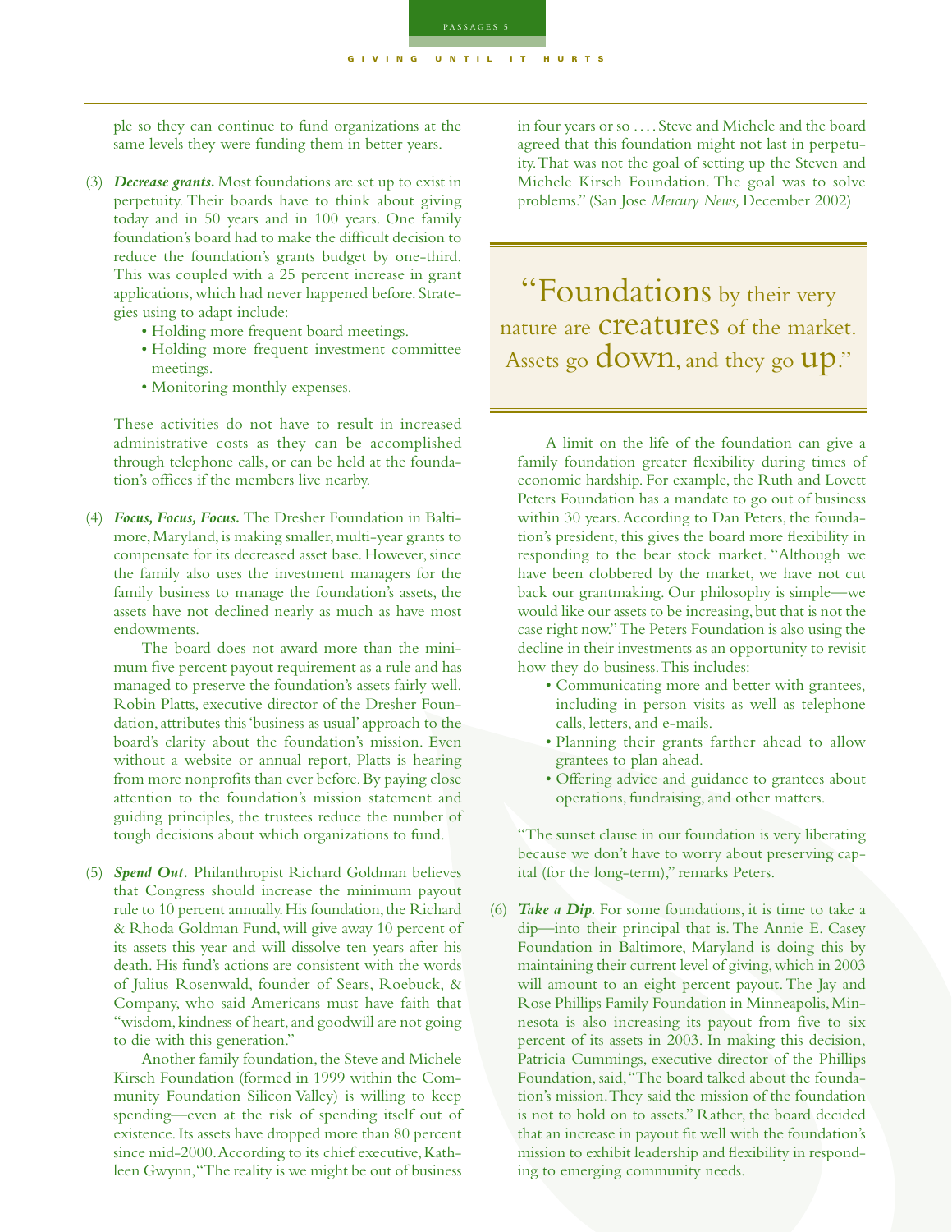ple so they can continue to fund organizations at the same levels they were funding them in better years.

(3) ***Decrease grants.*** Most foundations are set up to exist in perpetuity. Their boards have to think about giving today and in 50 years and in 100 years. One family foundation's board had to make the difficult decision to reduce the foundation's grants budget by one-third. This was coupled with a 25 percent increase in grant applications, which had never happened before. Strategies using to adapt include:
   - Holding more frequent board meetings.
   - Holding more frequent investment committee meetings.
   - Monitoring monthly expenses.

   These activities do not have to result in increased administrative costs as they can be accomplished through telephone calls, or can be held at the foundation's offices if the members live nearby.

(4) ***Focus, Focus, Focus.*** The Dresher Foundation in Baltimore, Maryland, is making smaller, multi-year grants to compensate for its decreased asset base. However, since the family also uses the investment managers for the family business to manage the foundation's assets, the assets have not declined nearly as much as have most endowments.

   The board does not award more than the minimum five percent payout requirement as a rule and has managed to preserve the foundation's assets fairly well. Robin Platts, executive director of the Dresher Foundation, attributes this 'business as usual' approach to the board's clarity about the foundation's mission. Even without a website or annual report, Platts is hearing from more nonprofits than ever before. By paying close attention to the foundation's mission statement and guiding principles, the trustees reduce the number of tough decisions about which organizations to fund.

(5) ***Spend Out.*** Philanthropist Richard Goldman believes that Congress should increase the minimum payout rule to 10 percent annually. His foundation, the Richard & Rhoda Goldman Fund, will give away 10 percent of its assets this year and will dissolve ten years after his death. His fund's actions are consistent with the words of Julius Rosenwald, founder of Sears, Roebuck, & Company, who said Americans must have faith that "wisdom, kindness of heart, and goodwill are not going to die with this generation."

   Another family foundation, the Steve and Michele Kirsch Foundation (formed in 1999 within the Community Foundation Silicon Valley) is willing to keep spending—even at the risk of spending itself out of existence. Its assets have dropped more than 80 percent since mid-2000. According to its chief executive, Kathleen Gwynn, "The reality is we might be out of business in four years or so . . . . Steve and Michele and the board agreed that this foundation might not last in perpetuity. That was not the goal of setting up the Steven and Michele Kirsch Foundation. The goal was to solve problems." (San Jose *Mercury News,* December 2002)

> "Foundations by their very nature are creatures of the market. Assets go down, and they go up."

   A limit on the life of the foundation can give a family foundation greater flexibility during times of economic hardship. For example, the Ruth and Lovett Peters Foundation has a mandate to go out of business within 30 years. According to Dan Peters, the foundation's president, this gives the board more flexibility in responding to the bear stock market. "Although we have been clobbered by the market, we have not cut back our grantmaking. Our philosophy is simple—we would like our assets to be increasing, but that is not the case right now." The Peters Foundation is also using the decline in their investments as an opportunity to revisit how they do business. This includes:
   - Communicating more and better with grantees, including in person visits as well as telephone calls, letters, and e-mails.
   - Planning their grants farther ahead to allow grantees to plan ahead.
   - Offering advice and guidance to grantees about operations, fundraising, and other matters.

   "The sunset clause in our foundation is very liberating because we don't have to worry about preserving capital (for the long-term)," remarks Peters.

(6) ***Take a Dip.*** For some foundations, it is time to take a dip—into their principal that is. The Annie E. Casey Foundation in Baltimore, Maryland is doing this by maintaining their current level of giving, which in 2003 will amount to an eight percent payout. The Jay and Rose Phillips Family Foundation in Minneapolis, Minnesota is also increasing its payout from five to six percent of its assets in 2003. In making this decision, Patricia Cummings, executive director of the Phillips Foundation, said, "The board talked about the foundation's mission. They said the mission of the foundation is not to hold on to assets." Rather, the board decided that an increase in payout fit well with the foundation's mission to exhibit leadership and flexibility in responding to emerging community needs.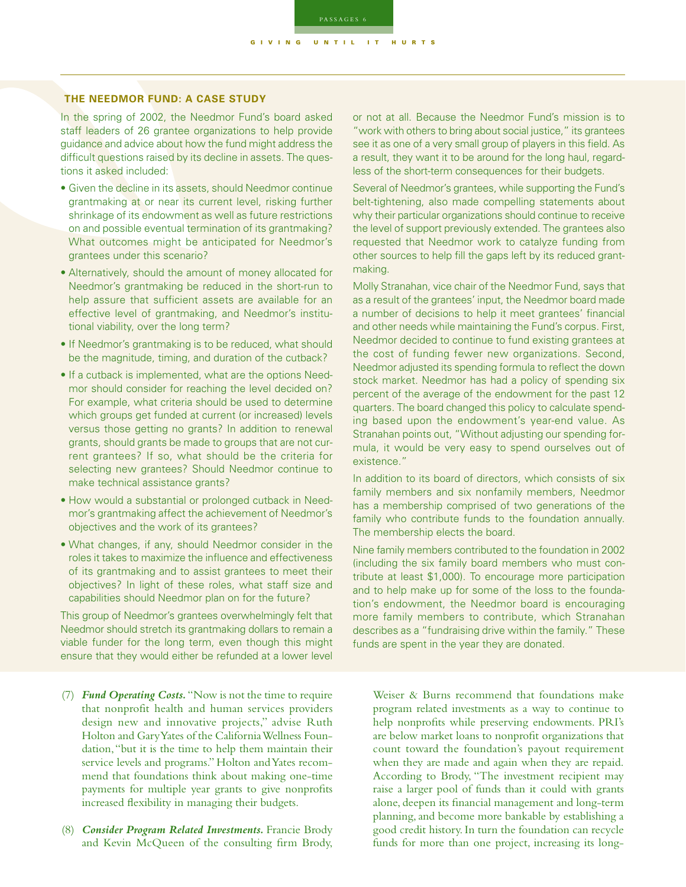## THE NEEDMOR FUND: A CASE STUDY

In the spring of 2002, the Needmor Fund's board asked staff leaders of 26 grantee organizations to help provide guidance and advice about how the fund might address the difficult questions raised by its decline in assets. The questions it asked included:

- Given the decline in its assets, should Needmor continue grantmaking at or near its current level, risking further shrinkage of its endowment as well as future restrictions on and possible eventual termination of its grantmaking? What outcomes might be anticipated for Needmor's grantees under this scenario?
- Alternatively, should the amount of money allocated for Needmor's grantmaking be reduced in the short-run to help assure that sufficient assets are available for an effective level of grantmaking, and Needmor's institutional viability, over the long term?
- If Needmor's grantmaking is to be reduced, what should be the magnitude, timing, and duration of the cutback?
- If a cutback is implemented, what are the options Needmor should consider for reaching the level decided on? For example, what criteria should be used to determine which groups get funded at current (or increased) levels versus those getting no grants? In addition to renewal grants, should grants be made to groups that are not current grantees? If so, what should be the criteria for selecting new grantees? Should Needmor continue to make technical assistance grants?
- How would a substantial or prolonged cutback in Needmor's grantmaking affect the achievement of Needmor's objectives and the work of its grantees?
- What changes, if any, should Needmor consider in the roles it takes to maximize the influence and effectiveness of its grantmaking and to assist grantees to meet their objectives? In light of these roles, what staff size and capabilities should Needmor plan on for the future?

This group of Needmor's grantees overwhelmingly felt that Needmor should stretch its grantmaking dollars to remain a viable funder for the long term, even though this might ensure that they would either be refunded at a lower level or not at all. Because the Needmor Fund's mission is to "work with others to bring about social justice," its grantees see it as one of a very small group of players in this field. As a result, they want it to be around for the long haul, regardless of the short-term consequences for their budgets.

Several of Needmor's grantees, while supporting the Fund's belt-tightening, also made compelling statements about why their particular organizations should continue to receive the level of support previously extended. The grantees also requested that Needmor work to catalyze funding from other sources to help fill the gaps left by its reduced grantmaking.

Molly Stranahan, vice chair of the Needmor Fund, says that as a result of the grantees' input, the Needmor board made a number of decisions to help it meet grantees' financial and other needs while maintaining the Fund's corpus. First, Needmor decided to continue to fund existing grantees at the cost of funding fewer new organizations. Second, Needmor adjusted its spending formula to reflect the down stock market. Needmor has had a policy of spending six percent of the average of the endowment for the past 12 quarters. The board changed this policy to calculate spending based upon the endowment's year-end value. As Stranahan points out, "Without adjusting our spending formula, it would be very easy to spend ourselves out of existence."

In addition to its board of directors, which consists of six family members and six nonfamily members, Needmor has a membership comprised of two generations of the family who contribute funds to the foundation annually. The membership elects the board.

Nine family members contributed to the foundation in 2002 (including the six family board members who must contribute at least $1,000). To encourage more participation and to help make up for some of the loss to the foundation's endowment, the Needmor board is encouraging more family members to contribute, which Stranahan describes as a "fundraising drive within the family." These funds are spent in the year they are donated.

(7) ***Fund Operating Costs.*** "Now is not the time to require that nonprofit health and human services providers design new and innovative projects," advise Ruth Holton and Gary Yates of the California Wellness Foundation, "but it is the time to help them maintain their service levels and programs." Holton and Yates recommend that foundations think about making one-time payments for multiple year grants to give nonprofits increased flexibility in managing their budgets.

(8) ***Consider Program Related Investments.*** Francie Brody and Kevin McQueen of the consulting firm Brody, Weiser & Burns recommend that foundations make program related investments as a way to continue to help nonprofits while preserving endowments. PRI's are below market loans to nonprofit organizations that count toward the foundation's payout requirement when they are made and again when they are repaid. According to Brody, "The investment recipient may raise a larger pool of funds than it could with grants alone, deepen its financial management and long-term planning, and become more bankable by establishing a good credit history. In turn the foundation can recycle funds for more than one project, increasing its long-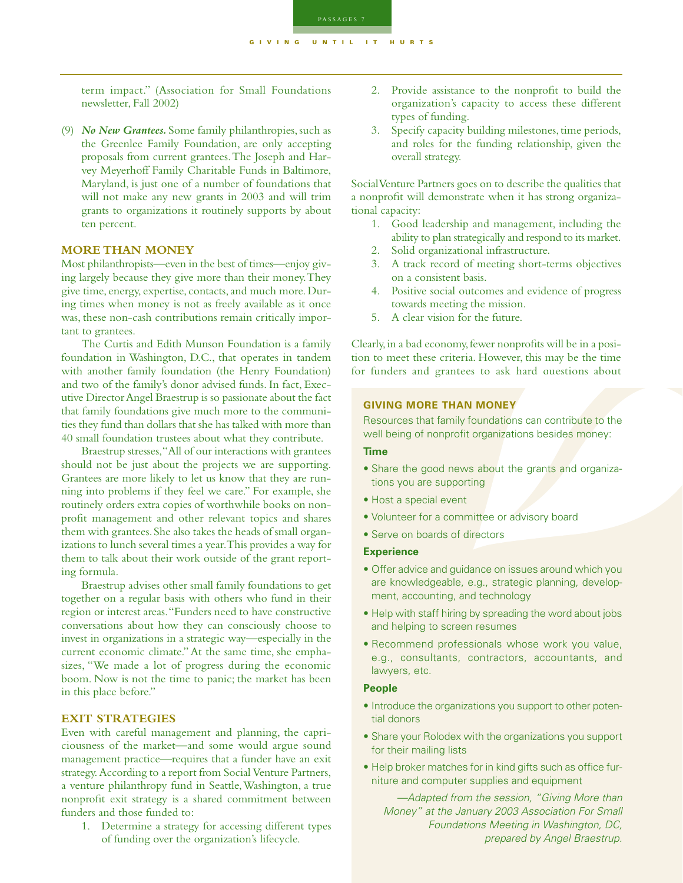term impact." (Association for Small Foundations newsletter, Fall 2002)

(9) ***No New Grantees.*** Some family philanthropies, such as the Greenlee Family Foundation, are only accepting proposals from current grantees. The Joseph and Harvey Meyerhoff Family Charitable Funds in Baltimore, Maryland, is just one of a number of foundations that will not make any new grants in 2003 and will trim grants to organizations it routinely supports by about ten percent.

## MORE THAN MONEY

Most philanthropists—even in the best of times—enjoy giving largely because they give more than their money. They give time, energy, expertise, contacts, and much more. During times when money is not as freely available as it once was, these non-cash contributions remain critically important to grantees.

The Curtis and Edith Munson Foundation is a family foundation in Washington, D.C., that operates in tandem with another family foundation (the Henry Foundation) and two of the family's donor advised funds. In fact, Executive Director Angel Braestrup is so passionate about the fact that family foundations give much more to the communities they fund than dollars that she has talked with more than 40 small foundation trustees about what they contribute.

Braestrup stresses, "All of our interactions with grantees should not be just about the projects we are supporting. Grantees are more likely to let us know that they are running into problems if they feel we care." For example, she routinely orders extra copies of worthwhile books on nonprofit management and other relevant topics and shares them with grantees. She also takes the heads of small organizations to lunch several times a year. This provides a way for them to talk about their work outside of the grant reporting formula.

Braestrup advises other small family foundations to get together on a regular basis with others who fund in their region or interest areas. "Funders need to have constructive conversations about how they can consciously choose to invest in organizations in a strategic way—especially in the current economic climate." At the same time, she emphasizes, "We made a lot of progress during the economic boom. Now is not the time to panic; the market has been in this place before."

## EXIT STRATEGIES

Even with careful management and planning, the capriciousness of the market—and some would argue sound management practice—requires that a funder have an exit strategy. According to a report from Social Venture Partners, a venture philanthropy fund in Seattle, Washington, a true nonprofit exit strategy is a shared commitment between funders and those funded to:

1. Determine a strategy for accessing different types of funding over the organization's lifecycle.
2. Provide assistance to the nonprofit to build the organization's capacity to access these different types of funding.
3. Specify capacity building milestones, time periods, and roles for the funding relationship, given the overall strategy.

Social Venture Partners goes on to describe the qualities that a nonprofit will demonstrate when it has strong organizational capacity:

1. Good leadership and management, including the ability to plan strategically and respond to its market.
2. Solid organizational infrastructure.
3. A track record of meeting short-terms objectives on a consistent basis.
4. Positive social outcomes and evidence of progress towards meeting the mission.
5. A clear vision for the future.

Clearly, in a bad economy, fewer nonprofits will be in a position to meet these criteria. However, this may be the time for funders and grantees to ask hard questions about

### GIVING MORE THAN MONEY

Resources that family foundations can contribute to the well being of nonprofit organizations besides money:

**Time**

- Share the good news about the grants and organizations you are supporting
- Host a special event
- Volunteer for a committee or advisory board
- Serve on boards of directors

**Experience**

- Offer advice and guidance on issues around which you are knowledgeable, e.g., strategic planning, development, accounting, and technology
- Help with staff hiring by spreading the word about jobs and helping to screen resumes
- Recommend professionals whose work you value, e.g., consultants, contractors, accountants, and lawyers, etc.

**People**

- Introduce the organizations you support to other potential donors
- Share your Rolodex with the organizations you support for their mailing lists
- Help broker matches for in kind gifts such as office furniture and computer supplies and equipment

*—Adapted from the session, "Giving More than Money" at the January 2003 Association For Small Foundations Meeting in Washington, DC, prepared by Angel Braestrup.*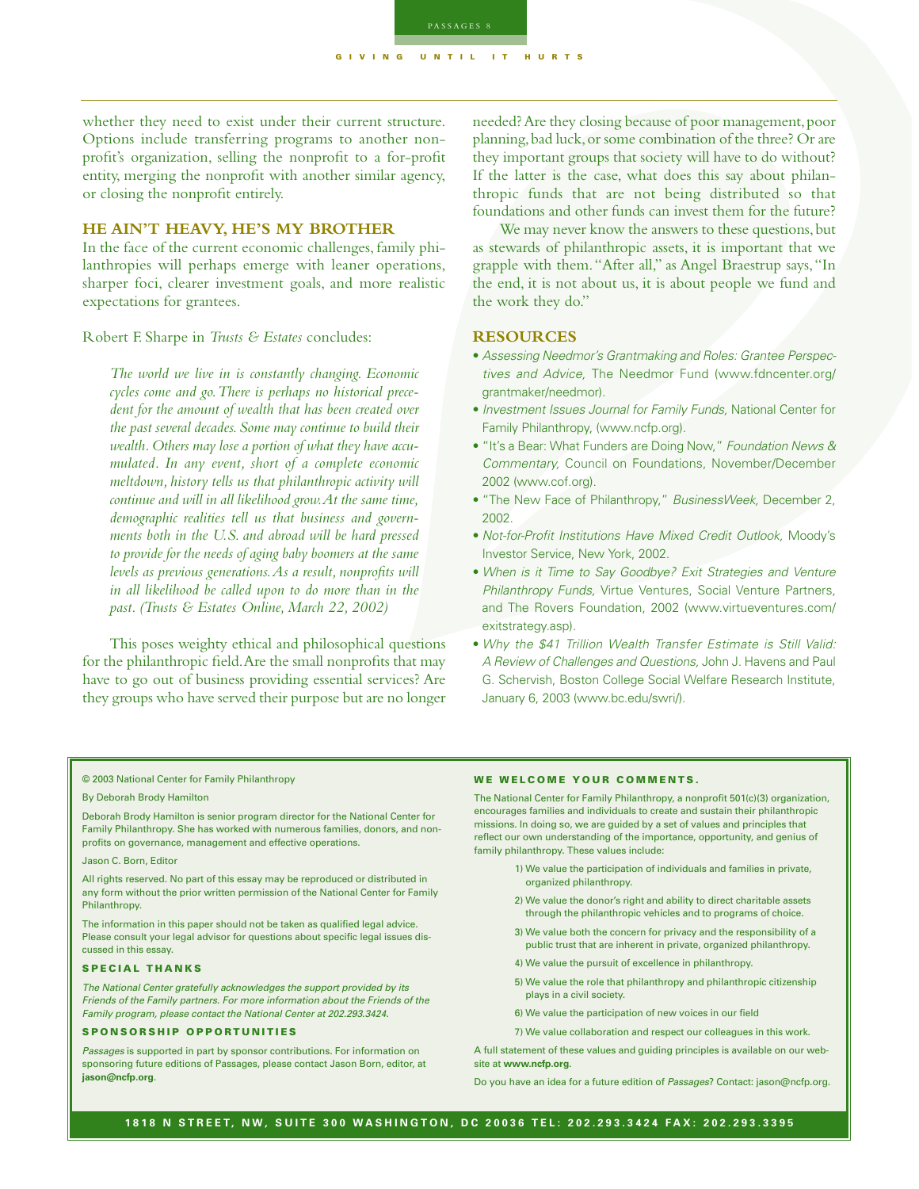whether they need to exist under their current structure. Options include transferring programs to another nonprofit's organization, selling the nonprofit to a for-profit entity, merging the nonprofit with another similar agency, or closing the nonprofit entirely.

## HE AIN'T HEAVY, HE'S MY BROTHER

In the face of the current economic challenges, family philanthropies will perhaps emerge with leaner operations, sharper foci, clearer investment goals, and more realistic expectations for grantees.

Robert F. Sharpe in *Trusts & Estates* concludes:

> *The world we live in is constantly changing. Economic cycles come and go. There is perhaps no historical precedent for the amount of wealth that has been created over the past several decades. Some may continue to build their wealth. Others may lose a portion of what they have accumulated. In any event, short of a complete economic meltdown, history tells us that philanthropic activity will continue and will in all likelihood grow. At the same time, demographic realities tell us that business and governments both in the U.S. and abroad will be hard pressed to provide for the needs of aging baby boomers at the same levels as previous generations. As a result, nonprofits will in all likelihood be called upon to do more than in the past. (Trusts & Estates Online, March 22, 2002)*

This poses weighty ethical and philosophical questions for the philanthropic field. Are the small nonprofits that may have to go out of business providing essential services? Are they groups who have served their purpose but are no longer needed? Are they closing because of poor management, poor planning, bad luck, or some combination of the three? Or are they important groups that society will have to do without? If the latter is the case, what does this say about philanthropic funds that are not being distributed so that foundations and other funds can invest them for the future?

We may never know the answers to these questions, but as stewards of philanthropic assets, it is important that we grapple with them. "After all," as Angel Braestrup says, "In the end, it is not about us, it is about people we fund and the work they do."

## RESOURCES

- *Assessing Needmor's Grantmaking and Roles: Grantee Perspectives and Advice,* The Needmor Fund (www.fdncenter.org/grantmaker/needmor).
- *Investment Issues Journal for Family Funds,* National Center for Family Philanthropy, (www.ncfp.org).
- "It's a Bear: What Funders are Doing Now," *Foundation News & Commentary,* Council on Foundations, November/December 2002 (www.cof.org).
- "The New Face of Philanthropy," *BusinessWeek,* December 2, 2002.
- *Not-for-Profit Institutions Have Mixed Credit Outlook,* Moody's Investor Service, New York, 2002.
- *When is it Time to Say Goodbye? Exit Strategies and Venture Philanthropy Funds,* Virtue Ventures, Social Venture Partners, and The Rovers Foundation, 2002 (www.virtueventures.com/exitstrategy.asp).
- *Why the $41 Trillion Wealth Transfer Estimate is Still Valid: A Review of Challenges and Questions,* John J. Havens and Paul G. Schervish, Boston College Social Welfare Research Institute, January 6, 2003 (www.bc.edu/swri/).

© 2003 National Center for Family Philanthropy

By Deborah Brody Hamilton

Deborah Brody Hamilton is senior program director for the National Center for Family Philanthropy. She has worked with numerous families, donors, and nonprofits on governance, management and effective operations.

Jason C. Born, Editor

All rights reserved. No part of this essay may be reproduced or distributed in any form without the prior written permission of the National Center for Family Philanthropy.

The information in this paper should not be taken as qualified legal advice. Please consult your legal advisor for questions about specific legal issues discussed in this essay.

### SPECIAL THANKS

*The National Center gratefully acknowledges the support provided by its Friends of the Family partners. For more information about the Friends of the Family program, please contact the National Center at 202.293.3424.*

### SPONSORSHIP OPPORTUNITIES

*Passages* is supported in part by sponsor contributions. For information on sponsoring future editions of Passages, please contact Jason Born, editor, at **jason@ncfp.org**.

### WE WELCOME YOUR COMMENTS.

The National Center for Family Philanthropy, a nonprofit 501(c)(3) organization, encourages families and individuals to create and sustain their philanthropic missions. In doing so, we are guided by a set of values and principles that reflect our own understanding of the importance, opportunity, and genius of family philanthropy. These values include:

1) We value the participation of individuals and families in private, organized philanthropy.
2) We value the donor's right and ability to direct charitable assets through the philanthropic vehicles and to programs of choice.
3) We value both the concern for privacy and the responsibility of a public trust that are inherent in private, organized philanthropy.
4) We value the pursuit of excellence in philanthropy.
5) We value the role that philanthropy and philanthropic citizenship plays in a civil society.
6) We value the participation of new voices in our field
7) We value collaboration and respect our colleagues in this work.

A full statement of these values and guiding principles is available on our website at **www.ncfp.org**.

Do you have an idea for a future edition of *Passages*? Contact: jason@ncfp.org.

1818 N STREET, NW, SUITE 300 WASHINGTON, DC 20036 TEL: 202.293.3424 FAX: 202.293.3395